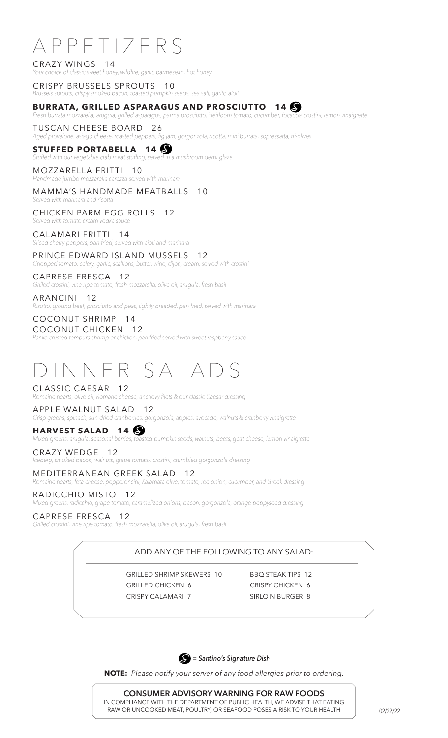# APPETIZERS

CRAZY WINGS 14
*Your choice of classic sweet honey, wildfire, garlic parmesean, hot honey*

CRISPY BRUSSELS SPROUTS 10
*Brussels sprouts, crispy smoked bacon, toasted pumpkin seeds, sea salt, garlic, aioli*

**BURRATA, GRILLED ASPARAGUS AND PROSCIUTTO 14** (S)
*Fresh burrata mozzarella, arugula, grilled asparagus, parma prosciutto, Heirloom tomato, cucumber, focaccia crostini, lemon vinaigrette*

TUSCAN CHEESE BOARD 26
*Aged provelone, asiago cheese, roasted peppers, fig jam, gorgonzola, ricotta, mini burrata, sopressatta, tri-olives*

**STUFFED PORTABELLA 14** (S)
*Stuffed with our vegetable crab meat stuffing, served in a mushroom demi glaze*

MOZZARELLA FRITTI 10
*Handmade jumbo mozzarella carozza served with marinara*

MAMMA'S HANDMADE MEATBALLS 10
*Served with marinara and ricotta*

CHICKEN PARM EGG ROLLS 12
*Served with tomato cream vodka sauce*

CALAMARI FRITTI 14
*Sliced cherry peppers, pan fried, served with aioli and marinara*

PRINCE EDWARD ISLAND MUSSELS 12
*Chopped tomato, celery, garlic, scallions, butter, wine, dijon, cream, served with crostini*

CAPRESE FRESCA 12
*Grilled crostini, vine ripe tomato, fresh mozzarella, olive oil, arugula, fresh basil*

ARANCINI 12
*Risotto, ground beef, prosciutto and peas, lightly breaded, pan fried, served with marinara*

COCONUT SHRIMP 14
COCONUT CHICKEN 12
*Panko crusted tempura shrimp or chicken, pan fried served with sweet raspberry sauce*

# DINNER SALADS

CLASSIC CAESAR 12
*Romaine hearts, olive oil, Romano cheese, anchovy filets & our classic Caesar dressing*

APPLE WALNUT SALAD 12
*Crisp greens, spinach, sun-dried cranberries, gorgonzola, apples, avocado, walnuts & cranberry vinaigrette*

**HARVEST SALAD 14** (S)
*Mixed greens, arugula, seasonal berries, toasted pumpkin seeds, walnuts, beets, goat cheese, lemon vinaigrette*

CRAZY WEDGE 12
*Iceberg, smoked bacon, walnuts, grape tomato, crostini, crumbled gorgonzola dressing*

MEDITERRANEAN GREEK SALAD 12
*Romaine hearts, feta cheese, pepperoncini, Kalamata olive, tomato, red onion, cucumber, and Greek dressing*

RADICCHIO MISTO 12
*Mixed greens, radicchio, grape tomato, caramelized onions, bacon, gorgonzola, orange poppyseed dressing*

CAPRESE FRESCA 12
*Grilled crostini, vine ripe tomato, fresh mozzarella, olive oil, arugula, fresh basil*

## ADD ANY OF THE FOLLOWING TO ANY SALAD:

| | |
|---|---|
| GRILLED SHRIMP SKEWERS 10 | BBQ STEAK TIPS 12 |
| GRILLED CHICKEN 6 | CRISPY CHICKEN 6 |
| CRISPY CALAMARI 7 | SIRLOIN BURGER 8 |

(S) *= Santino's Signature Dish*

**NOTE:** *Please notify your server of any food allergies prior to ordering.*

**CONSUMER ADVISORY WARNING FOR RAW FOODS**
IN COMPLIANCE WITH THE DEPARTMENT OF PUBLIC HEALTH, WE ADVISE THAT EATING RAW OR UNCOOKED MEAT, POULTRY, OR SEAFOOD POSES A RISK TO YOUR HEALTH

02/22/22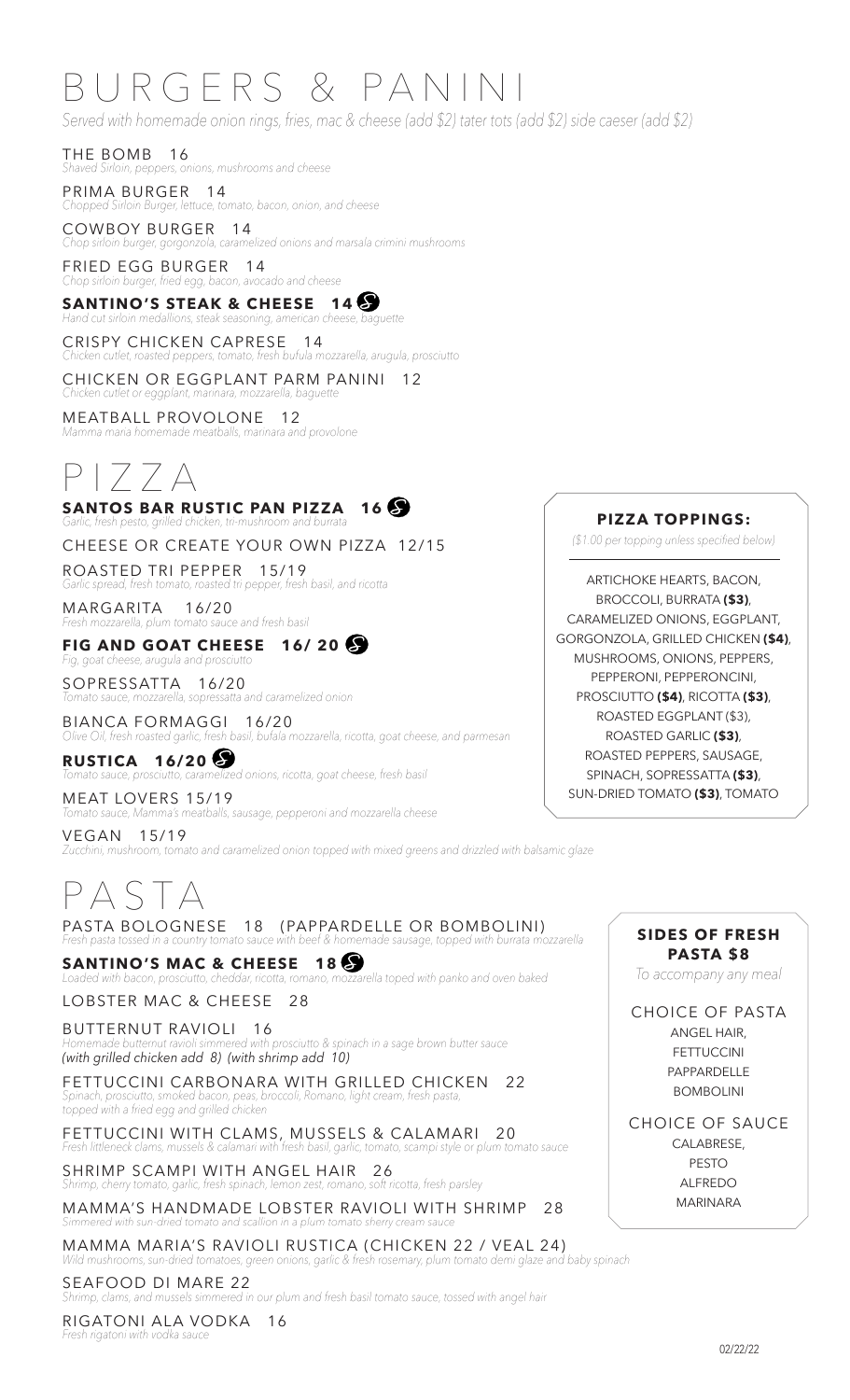# BURGERS & PANINI

*Served with homemade onion rings, fries, mac & cheese (add $2) tater tots (add $2) side caeser (add $2)*

THE BOMB 16
*Shaved Sirloin, peppers, onions, mushrooms and cheese*

PRIMA BURGER 14
*Chopped Sirloin Burger, lettuce, tomato, bacon, onion, and cheese*

COWBOY BURGER 14
*Chop sirloin burger, gorgonzola, caramelized onions and marsala crimini mushrooms*

FRIED EGG BURGER 14
*Chop sirloin burger, fried egg, bacon, avocado and cheese*

**SANTINO'S STEAK & CHEESE 14**
*Hand cut sirloin medallions, steak seasoning, american cheese, baguette*

CRISPY CHICKEN CAPRESE 14
*Chicken cutlet, roasted peppers, tomato, fresh bufula mozzarella, arugula, prosciutto*

CHICKEN OR EGGPLANT PARM PANINI 12
*Chicken cutlet or eggplant, marinara, mozzarella, baguette*

MEATBALL PROVOLONE 12
*Mamma maria homemade meatballs, marinara and provolone*

# PIZZA

**SANTOS BAR RUSTIC PAN PIZZA 16**
*Garlic, fresh pesto, grilled chicken, tri-mushroom and burrata*

CHEESE OR CREATE YOUR OWN PIZZA 12/15

ROASTED TRI PEPPER 15/19
*Garlic spread, fresh tomato, roasted tri pepper, fresh basil, and ricotta*

MARGARITA 16/20
*Fresh mozzarella, plum tomato sauce and fresh basil*

**FIG AND GOAT CHEESE 16/ 20**
*Fig, goat cheese, arugula and prosciutto*

SOPRESSATTA 16/20
*Tomato sauce, mozzarella, sopressatta and caramelized onion*

BIANCA FORMAGGI 16/20
*Olive Oil, fresh roasted garlic, fresh basil, bufala mozzarella, ricotta, goat cheese, and parmesan*

**RUSTICA 16/20**
*Tomato sauce, prosciutto, caramelized onions, ricotta, goat cheese, fresh basil*

MEAT LOVERS 15/19
*Tomato sauce, Mamma's meatballs, sausage, pepperoni and mozzarella cheese*

VEGAN 15/19
*Zucchini, mushroom, tomato and caramelized onion topped with mixed greens and drizzled with balsamic glaze*

### PIZZA TOPPINGS:

*($1.00 per topping unless specified below)*

ARTICHOKE HEARTS, BACON, BROCCOLI, BURRATA **($3)**, CARAMELIZED ONIONS, EGGPLANT, GORGONZOLA, GRILLED CHICKEN **($4)**, MUSHROOMS, ONIONS, PEPPERS, PEPPERONI, PEPPERONCINI, PROSCIUTTO **($4)**, RICOTTA **($3)**, ROASTED EGGPLANT ($3), ROASTED GARLIC **($3)**, ROASTED PEPPERS, SAUSAGE, SPINACH, SOPRESSATTA **($3)**, SUN-DRIED TOMATO **($3)**, TOMATO

# PASTA

PASTA BOLOGNESE 18 (PAPPARDELLE OR BOMBOLINI)
*Fresh pasta tossed in a country tomato sauce with beef & homemade sausage, topped with burrata mozzarella*

**SANTINO'S MAC & CHEESE 18**
*Loaded with bacon, prosciutto, cheddar, ricotta, romano, mozzarella toped with panko and oven baked*

LOBSTER MAC & CHEESE 28

BUTTERNUT RAVIOLI 16
*Homemade butternut ravioli simmered with prosciutto & spinach in a sage brown butter sauce*
*(with grilled chicken add 8) (with shrimp add 10)*

FETTUCCINI CARBONARA WITH GRILLED CHICKEN 22
*Spinach, prosciutto, smoked bacon, peas, broccoli, Romano, light cream, fresh pasta, topped with a fried egg and grilled chicken*

FETTUCCINI WITH CLAMS, MUSSELS & CALAMARI 20
*Fresh littleneck clams, mussels & calamari with fresh basil, garlic, tomato, scampi style or plum tomato sauce*

SHRIMP SCAMPI WITH ANGEL HAIR 26
*Shrimp, cherry tomato, garlic, fresh spinach, lemon zest, romano, soft ricotta, fresh parsley*

MAMMA'S HANDMADE LOBSTER RAVIOLI WITH SHRIMP 28
*Simmered with sun-dried tomato and scallion in a plum tomato sherry cream sauce*

MAMMA MARIA'S RAVIOLI RUSTICA (CHICKEN 22 / VEAL 24)
*Wild mushrooms, sun-dried tomatoes, green onions, garlic & fresh rosemary, plum tomato demi glaze and baby spinach*

SEAFOOD DI MARE 22
*Shrimp, clams, and mussels simmered in our plum and fresh basil tomato sauce, tossed with angel hair*

RIGATONI ALA VODKA 16
*Fresh rigatoni with vodka sauce*

### SIDES OF FRESH PASTA $8

*To accompany any meal*

CHOICE OF PASTA
ANGEL HAIR,
FETTUCCINI
PAPPARDELLE
BOMBOLINI

CHOICE OF SAUCE
CALABRESE,
PESTO
ALFREDO
MARINARA

02/22/22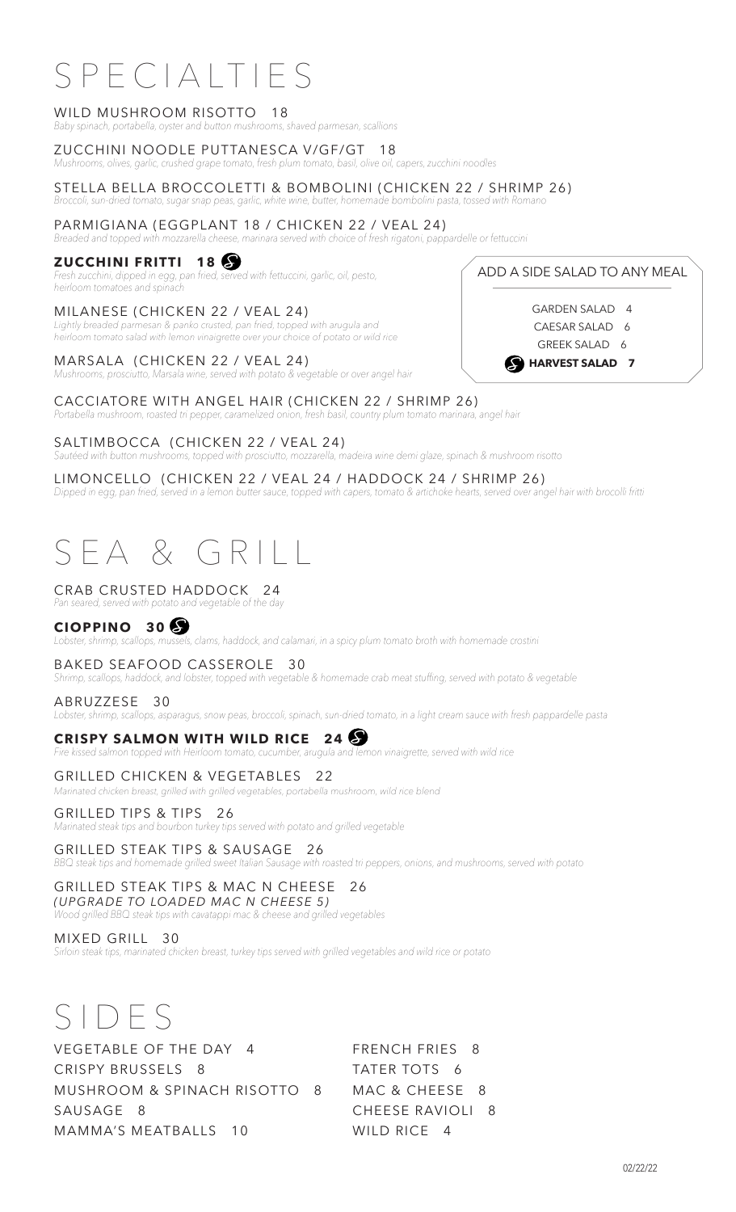# SPECIALTIES

WILD MUSHROOM RISOTTO 18
*Baby spinach, portabella, oyster and button mushrooms, shaved parmesan, scallions*

ZUCCHINI NOODLE PUTTANESCA V/GF/GT 18
*Mushrooms, olives, garlic, crushed grape tomato, fresh plum tomato, basil, olive oil, capers, zucchini noodles*

STELLA BELLA BROCCOLETTI & BOMBOLINI (CHICKEN 22 / SHRIMP 26)
*Broccoli, sun-dried tomato, sugar snap peas, garlic, white wine, butter, homemade bombolini pasta, tossed with Romano*

PARMIGIANA (EGGPLANT 18 / CHICKEN 22 / VEAL 24)
*Breaded and topped with mozzarella cheese, marinara served with choice of fresh rigatoni, pappardelle or fettuccini*

**ZUCCHINI FRITTI 18**
*Fresh zucchini, dipped in egg, pan fried, served with fettuccini, garlic, oil, pesto, heirloom tomatoes and spinach*

MILANESE (CHICKEN 22 / VEAL 24)
*Lightly breaded parmesan & panko crusted, pan fried, topped with arugula and heirloom tomato salad with lemon vinaigrette over your choice of potato or wild rice*

MARSALA (CHICKEN 22 / VEAL 24)
*Mushrooms, prosciutto, Marsala wine, served with potato & vegetable or over angel hair*

CACCIATORE WITH ANGEL HAIR (CHICKEN 22 / SHRIMP 26)
*Portabella mushroom, roasted tri pepper, caramelized onion, fresh basil, country plum tomato marinara, angel hair*

SALTIMBOCCA (CHICKEN 22 / VEAL 24)
*Sautéed with button mushrooms, topped with prosciutto, mozzarella, madeira wine demi glaze, spinach & mushroom risotto*

LIMONCELLO (CHICKEN 22 / VEAL 24 / HADDOCK 24 / SHRIMP 26)
*Dipped in egg, pan fried, served in a lemon butter sauce, topped with capers, tomato & artichoke hearts, served over angel hair with brocolli fritti*

## ADD A SIDE SALAD TO ANY MEAL

GARDEN SALAD 4
CAESAR SALAD 6
GREEK SALAD 6
**HARVEST SALAD 7**

# SEA & GRILL

CRAB CRUSTED HADDOCK 24
*Pan seared, served with potato and vegetable of the day*

**CIOPPINO 30**
*Lobster, shrimp, scallops, mussels, clams, haddock, and calamari, in a spicy plum tomato broth with homemade crostini*

BAKED SEAFOOD CASSEROLE 30
*Shrimp, scallops, haddock, and lobster, topped with vegetable & homemade crab meat stuffing, served with potato & vegetable*

ABRUZZESE 30
*Lobster, shrimp, scallops, asparagus, snow peas, broccoli, spinach, sun-dried tomato, in a light cream sauce with fresh pappardelle pasta*

**CRISPY SALMON WITH WILD RICE 24**
*Fire kissed salmon topped with Heirloom tomato, cucumber, arugula and lemon vinaigrette, served with wild rice*

GRILLED CHICKEN & VEGETABLES 22
*Marinated chicken breast, grilled with grilled vegetables, portabella mushroom, wild rice blend*

GRILLED TIPS & TIPS 26
*Marinated steak tips and bourbon turkey tips served with potato and grilled vegetable*

GRILLED STEAK TIPS & SAUSAGE 26
*BBQ steak tips and homemade grilled sweet Italian Sausage with roasted tri peppers, onions, and mushrooms, served with potato*

GRILLED STEAK TIPS & MAC N CHEESE 26
*(UPGRADE TO LOADED MAC N CHEESE 5)*
*Wood grilled BBQ steak tips with cavatappi mac & cheese and grilled vegetables*

MIXED GRILL 30
*Sirloin steak tips, marinated chicken breast, turkey tips served with grilled vegetables and wild rice or potato*

# SIDES

VEGETABLE OF THE DAY 4
CRISPY BRUSSELS 8
MUSHROOM & SPINACH RISOTTO 8
SAUSAGE 8
MAMMA'S MEATBALLS 10
FRENCH FRIES 8
TATER TOTS 6
MAC & CHEESE 8
CHEESE RAVIOLI 8
WILD RICE 4

02/22/22